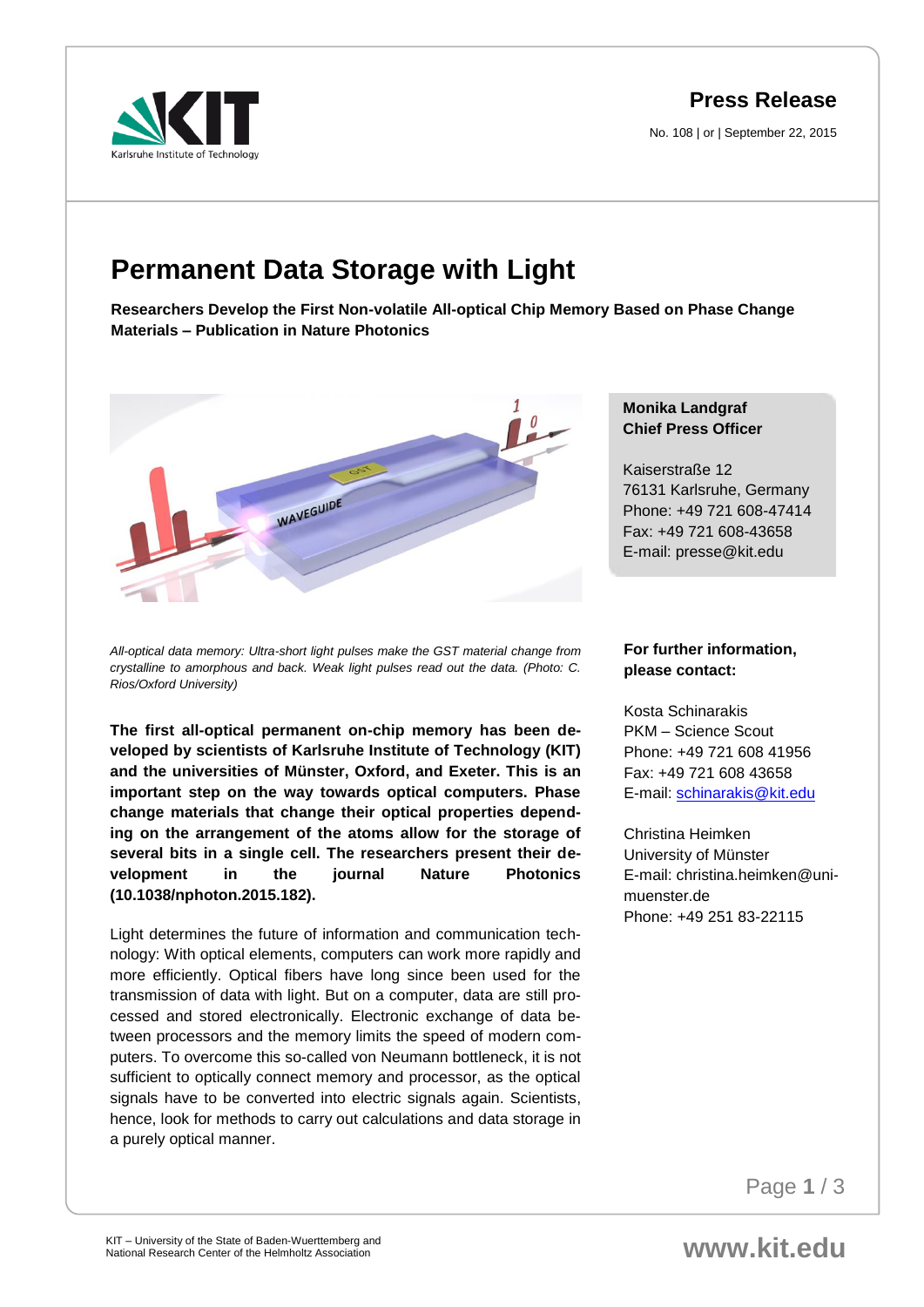**Press Release**

No. 108 | or | September 22, 2015

# Permanent Data Storage with Light

**Researchers Develop the First Non-volatile All-optical Chip Memory Based on Phase Change Materials – Publication in Nature Photonics**

*All-optical data memory: Ultra-short light pulses make the GST material change from crystalline to amorphous and back. Weak light pulses read out the data. (Photo: C. Rios/Oxford University)*

**The first all-optical permanent on-chip memory has been developed by scientists of Karlsruhe Institute of Technology (KIT) and the universities of Münster, Oxford, and Exeter. This is an important step on the way towards optical computers. Phase change materials that change their optical properties depending on the arrangement of the atoms allow for the storage of several bits in a single cell. The researchers present their development in the journal Nature Photonics (10.1038/nphoton.2015.182).**

Light determines the future of information and communication technology: With optical elements, computers can work more rapidly and more efficiently. Optical fibers have long since been used for the transmission of data with light. But on a computer, data are still processed and stored electronically. Electronic exchange of data between processors and the memory limits the speed of modern computers. To overcome this so-called von Neumann bottleneck, it is not sufficient to optically connect memory and processor, as the optical signals have to be converted into electric signals again. Scientists, hence, look for methods to carry out calculations and data storage in a purely optical manner.

**Monika Landgraf**
**Chief Press Officer**

Kaiserstraße 12
76131 Karlsruhe, Germany
Phone: +49 721 608-47414
Fax: +49 721 608-43658
E-mail: presse@kit.edu

**For further information, please contact:**

Kosta Schinarakis
PKM – Science Scout
Phone: +49 721 608 41956
Fax: +49 721 608 43658
E-mail: schinarakis@kit.edu

Christina Heimken
University of Münster
E-mail: christina.heimken@uni-muenster.de
Phone: +49 251 83-22115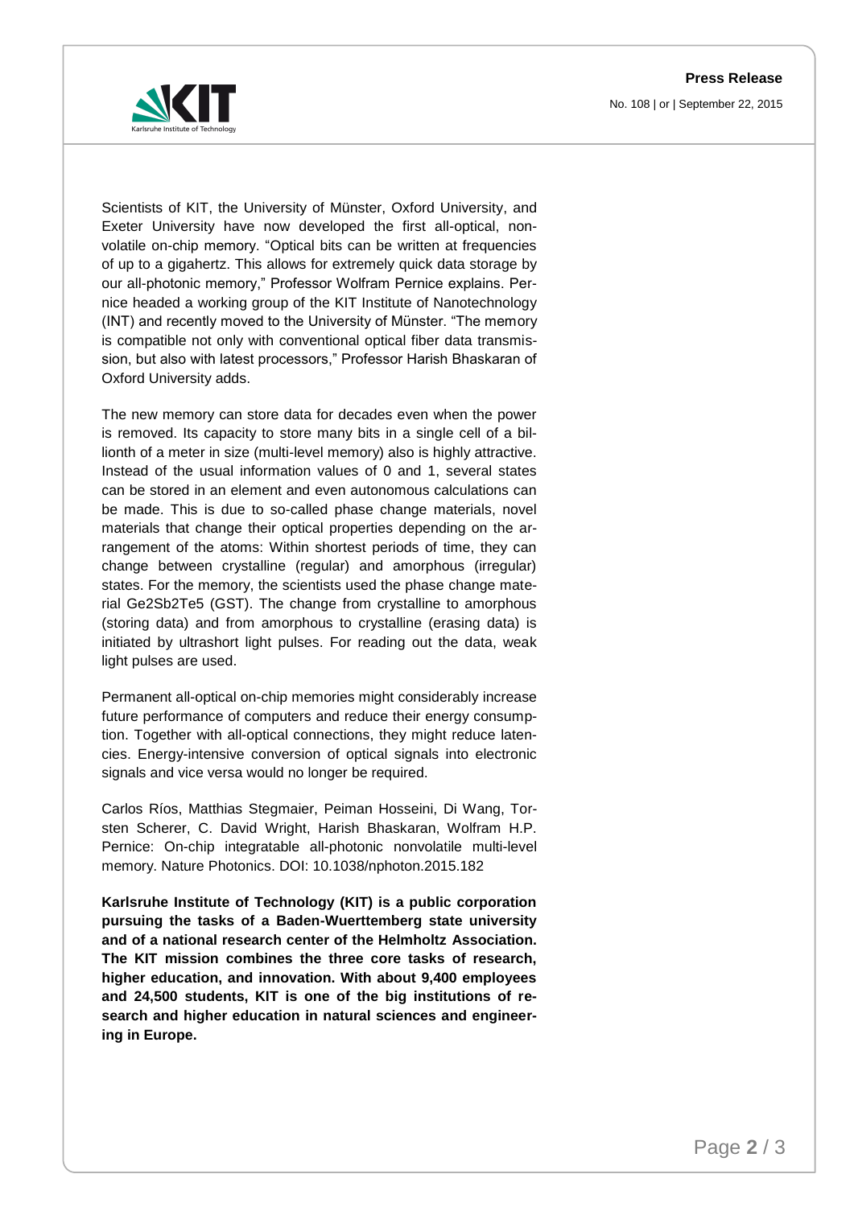Scientists of KIT, the University of Münster, Oxford University, and Exeter University have now developed the first all-optical, non-volatile on-chip memory. “Optical bits can be written at frequencies of up to a gigahertz. This allows for extremely quick data storage by our all-photonic memory,” Professor Wolfram Pernice explains. Pernice headed a working group of the KIT Institute of Nanotechnology (INT) and recently moved to the University of Münster. “The memory is compatible not only with conventional optical fiber data transmission, but also with latest processors,” Professor Harish Bhaskaran of Oxford University adds.

The new memory can store data for decades even when the power is removed. Its capacity to store many bits in a single cell of a billionth of a meter in size (multi-level memory) also is highly attractive. Instead of the usual information values of 0 and 1, several states can be stored in an element and even autonomous calculations can be made. This is due to so-called phase change materials, novel materials that change their optical properties depending on the arrangement of the atoms: Within shortest periods of time, they can change between crystalline (regular) and amorphous (irregular) states. For the memory, the scientists used the phase change material $Ge_2Sb_2Te_5$ (GST). The change from crystalline to amorphous (storing data) and from amorphous to crystalline (erasing data) is initiated by ultrashort light pulses. For reading out the data, weak light pulses are used.

Permanent all-optical on-chip memories might considerably increase future performance of computers and reduce their energy consumption. Together with all-optical connections, they might reduce latencies. Energy-intensive conversion of optical signals into electronic signals and vice versa would no longer be required.

Carlos Ríos, Matthias Stegmaier, Peiman Hosseini, Di Wang, Torsten Scherer, C. David Wright, Harish Bhaskaran, Wolfram H.P. Pernice: On-chip integratable all-photonic nonvolatile multi-level memory. Nature Photonics. DOI: 10.1038/nphoton.2015.182

**Karlsruhe Institute of Technology (KIT) is a public corporation pursuing the tasks of a Baden-Wuerttemberg state university and of a national research center of the Helmholtz Association. The KIT mission combines the three core tasks of research, higher education, and innovation. With about 9,400 employees and 24,500 students, KIT is one of the big institutions of research and higher education in natural sciences and engineering in Europe.**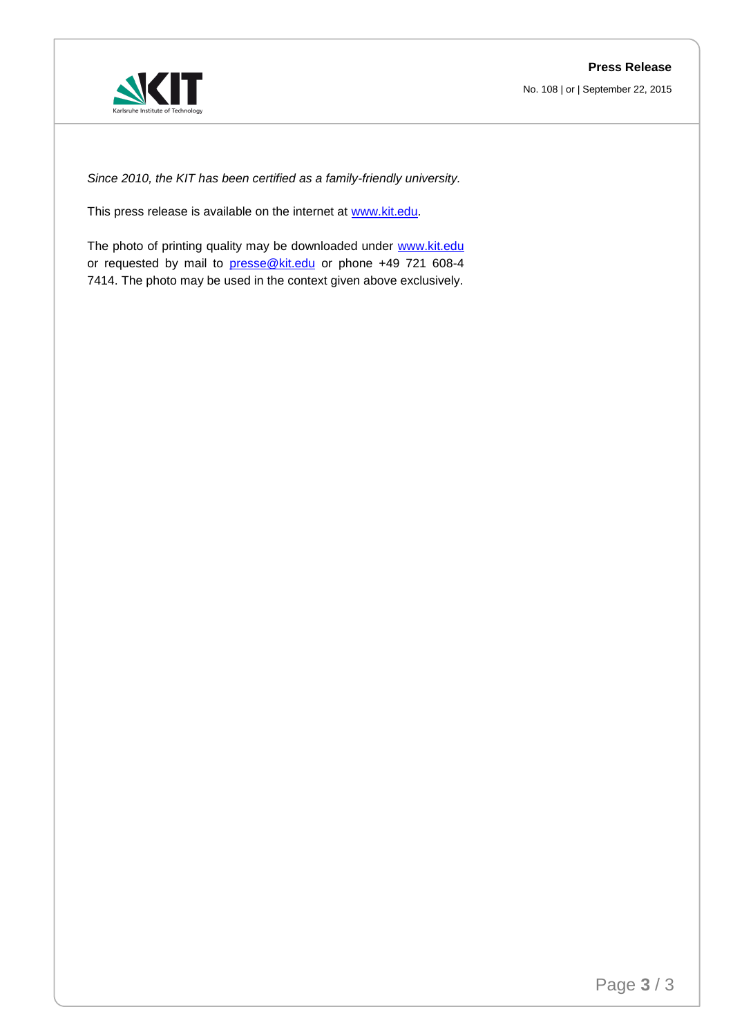*Since 2010, the KIT has been certified as a family-friendly university.*

This press release is available on the internet at www.kit.edu.

The photo of printing quality may be downloaded under www.kit.edu or requested by mail to presse@kit.edu or phone +49 721 608-4 7414. The photo may be used in the context given above exclusively.